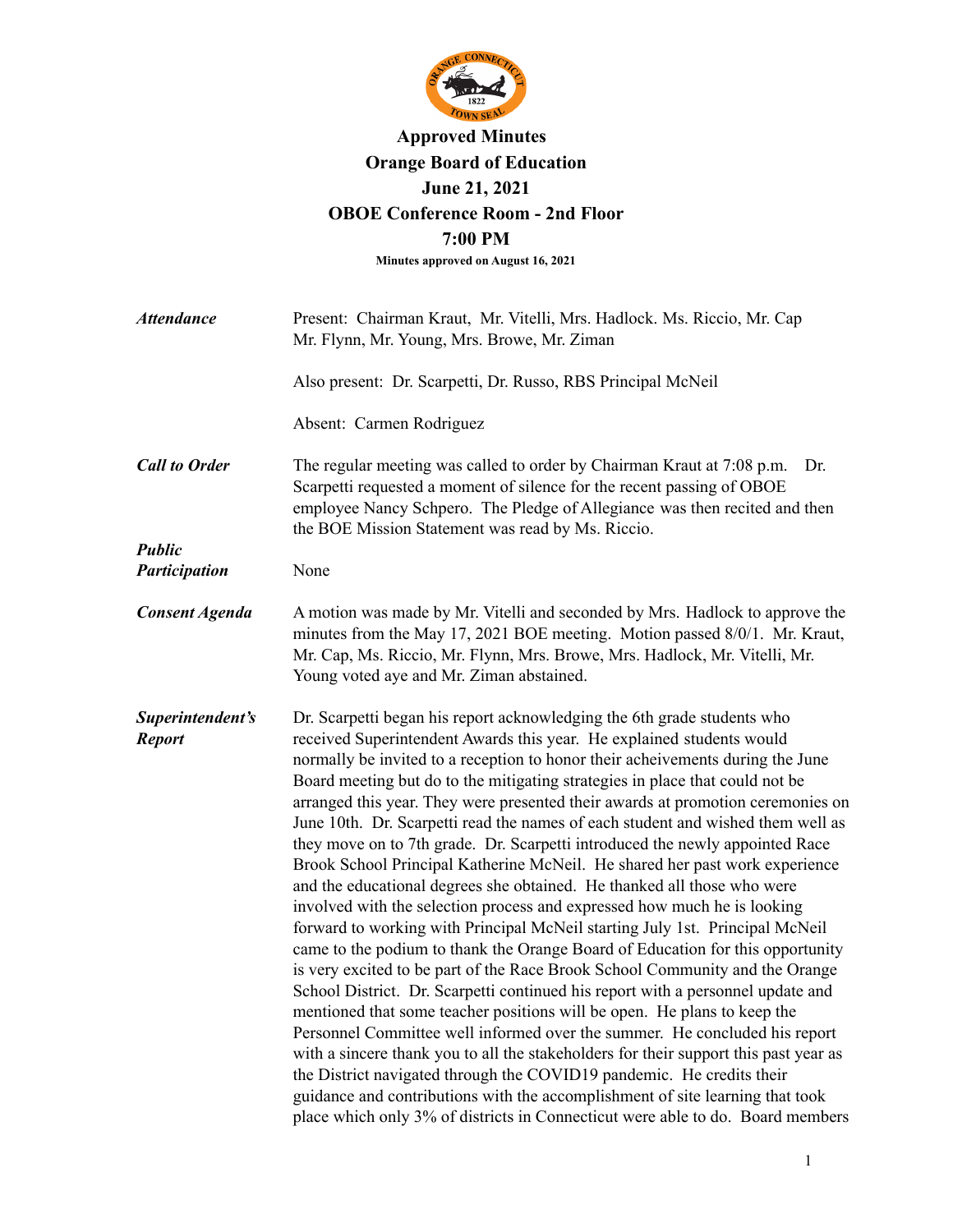# Approved Minutes
# Orange Board of Education
# June 21, 2021
# OBOE Conference Room - 2nd Floor
# 7:00 PM

**Minutes approved on August 16, 2021**

***Attendance***

Present: Chairman Kraut, Mr. Vitelli, Mrs. Hadlock. Ms. Riccio, Mr. Cap Mr. Flynn, Mr. Young, Mrs. Browe, Mr. Ziman

Also present: Dr. Scarpetti, Dr. Russo, RBS Principal McNeil

Absent: Carmen Rodriguez

***Call to Order***

The regular meeting was called to order by Chairman Kraut at 7:08 p.m. Dr. Scarpetti requested a moment of silence for the recent passing of OBOE employee Nancy Schpero. The Pledge of Allegiance was then recited and then the BOE Mission Statement was read by Ms. Riccio.

***Public Participation***

None

***Consent Agenda***

A motion was made by Mr. Vitelli and seconded by Mrs. Hadlock to approve the minutes from the May 17, 2021 BOE meeting. Motion passed 8/0/1. Mr. Kraut, Mr. Cap, Ms. Riccio, Mr. Flynn, Mrs. Browe, Mrs. Hadlock, Mr. Vitelli, Mr. Young voted aye and Mr. Ziman abstained.

***Superintendent's Report***

Dr. Scarpetti began his report acknowledging the 6th grade students who received Superintendent Awards this year. He explained students would normally be invited to a reception to honor their acheivements during the June Board meeting but do to the mitigating strategies in place that could not be arranged this year. They were presented their awards at promotion ceremonies on June 10th. Dr. Scarpetti read the names of each student and wished them well as they move on to 7th grade. Dr. Scarpetti introduced the newly appointed Race Brook School Principal Katherine McNeil. He shared her past work experience and the educational degrees she obtained. He thanked all those who were involved with the selection process and expressed how much he is looking forward to working with Principal McNeil starting July 1st. Principal McNeil came to the podium to thank the Orange Board of Education for this opportunity is very excited to be part of the Race Brook School Community and the Orange School District. Dr. Scarpetti continued his report with a personnel update and mentioned that some teacher positions will be open. He plans to keep the Personnel Committee well informed over the summer. He concluded his report with a sincere thank you to all the stakeholders for their support this past year as the District navigated through the COVID19 pandemic. He credits their guidance and contributions with the accomplishment of site learning that took place which only 3% of districts in Connecticut were able to do. Board members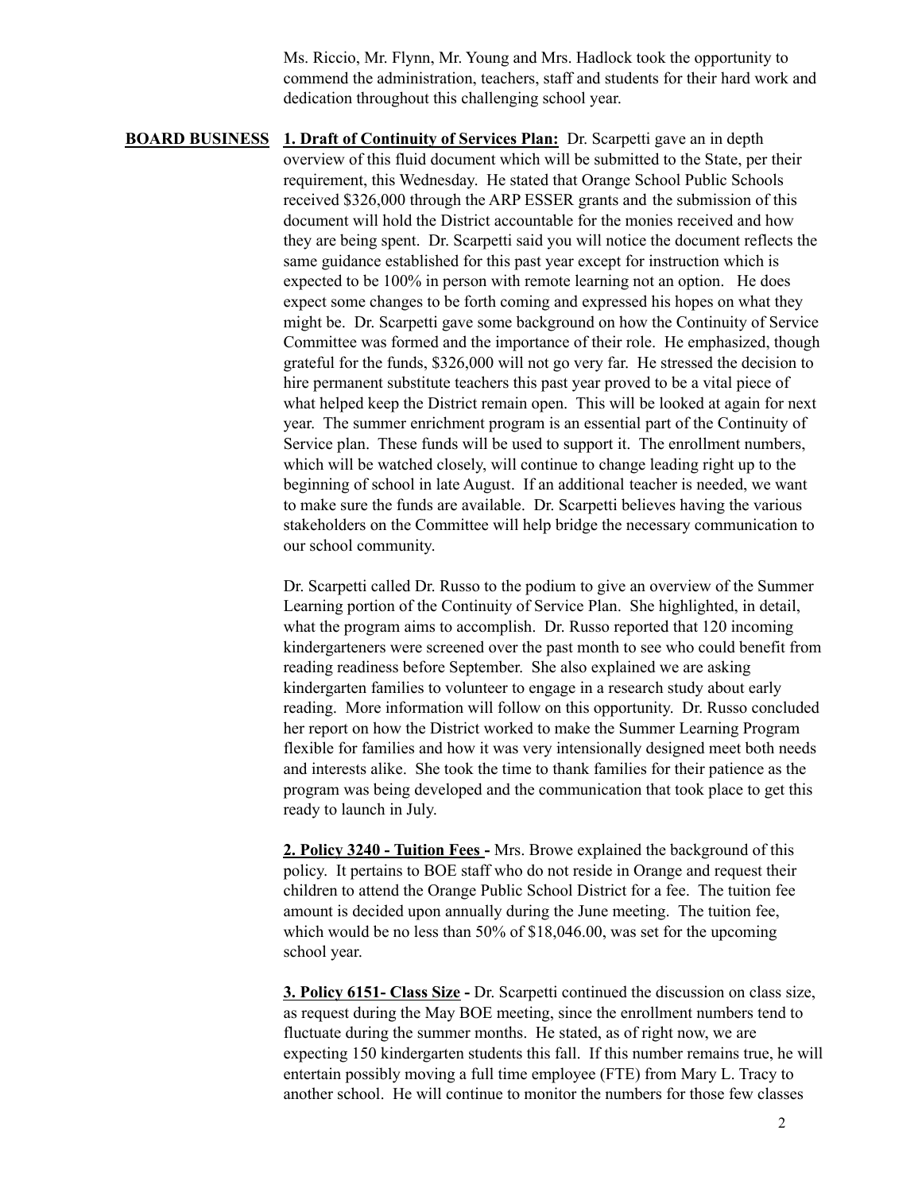Ms. Riccio, Mr. Flynn, Mr. Young and Mrs. Hadlock took the opportunity to commend the administration, teachers, staff and students for their hard work and dedication throughout this challenging school year.

**BOARD BUSINESS** **1. Draft of Continuity of Services Plan:** Dr. Scarpetti gave an in depth overview of this fluid document which will be submitted to the State, per their requirement, this Wednesday. He stated that Orange School Public Schools received $326,000 through the ARP ESSER grants and the submission of this document will hold the District accountable for the monies received and how they are being spent. Dr. Scarpetti said you will notice the document reflects the same guidance established for this past year except for instruction which is expected to be 100% in person with remote learning not an option. He does expect some changes to be forth coming and expressed his hopes on what they might be. Dr. Scarpetti gave some background on how the Continuity of Service Committee was formed and the importance of their role. He emphasized, though grateful for the funds, $326,000 will not go very far. He stressed the decision to hire permanent substitute teachers this past year proved to be a vital piece of what helped keep the District remain open. This will be looked at again for next year. The summer enrichment program is an essential part of the Continuity of Service plan. These funds will be used to support it. The enrollment numbers, which will be watched closely, will continue to change leading right up to the beginning of school in late August. If an additional teacher is needed, we want to make sure the funds are available. Dr. Scarpetti believes having the various stakeholders on the Committee will help bridge the necessary communication to our school community.

Dr. Scarpetti called Dr. Russo to the podium to give an overview of the Summer Learning portion of the Continuity of Service Plan. She highlighted, in detail, what the program aims to accomplish. Dr. Russo reported that 120 incoming kindergarteners were screened over the past month to see who could benefit from reading readiness before September. She also explained we are asking kindergarten families to volunteer to engage in a research study about early reading. More information will follow on this opportunity. Dr. Russo concluded her report on how the District worked to make the Summer Learning Program flexible for families and how it was very intensionally designed meet both needs and interests alike. She took the time to thank families for their patience as the program was being developed and the communication that took place to get this ready to launch in July.

**2. Policy 3240 - Tuition Fees -** Mrs. Browe explained the background of this policy. It pertains to BOE staff who do not reside in Orange and request their children to attend the Orange Public School District for a fee. The tuition fee amount is decided upon annually during the June meeting. The tuition fee, which would be no less than 50% of $18,046.00, was set for the upcoming school year.

**3. Policy 6151- Class Size -** Dr. Scarpetti continued the discussion on class size, as request during the May BOE meeting, since the enrollment numbers tend to fluctuate during the summer months. He stated, as of right now, we are expecting 150 kindergarten students this fall. If this number remains true, he will entertain possibly moving a full time employee (FTE) from Mary L. Tracy to another school. He will continue to monitor the numbers for those few classes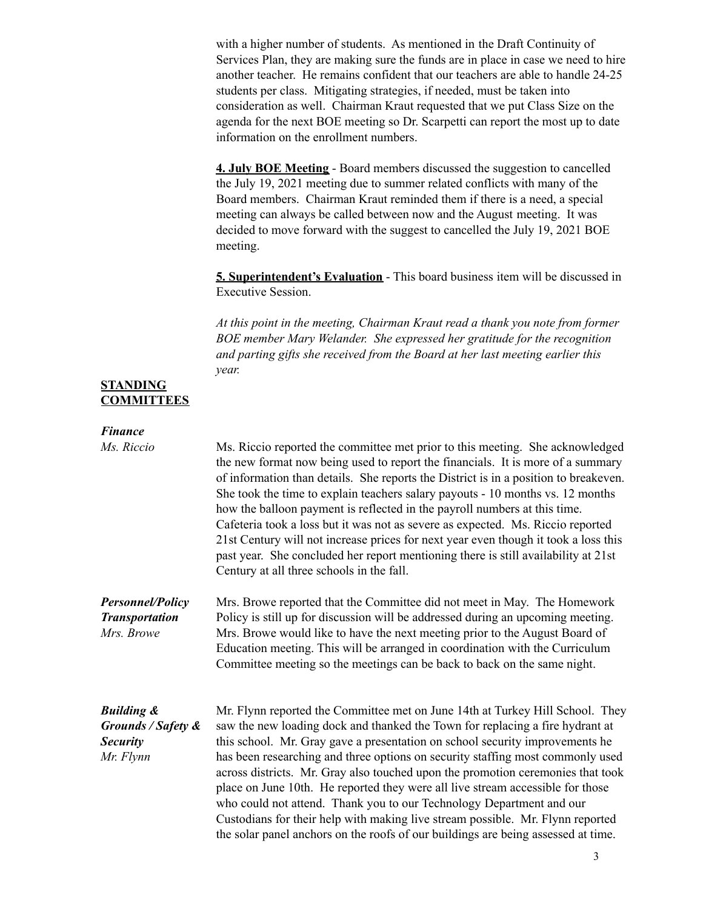with a higher number of students. As mentioned in the Draft Continuity of Services Plan, they are making sure the funds are in place in case we need to hire another teacher. He remains confident that our teachers are able to handle 24-25 students per class. Mitigating strategies, if needed, must be taken into consideration as well. Chairman Kraut requested that we put Class Size on the agenda for the next BOE meeting so Dr. Scarpetti can report the most up to date information on the enrollment numbers.

**4. July BOE Meeting** - Board members discussed the suggestion to cancelled the July 19, 2021 meeting due to summer related conflicts with many of the Board members. Chairman Kraut reminded them if there is a need, a special meeting can always be called between now and the August meeting. It was decided to move forward with the suggest to cancelled the July 19, 2021 BOE meeting.

**5. Superintendent's Evaluation** - This board business item will be discussed in Executive Session.

*At this point in the meeting, Chairman Kraut read a thank you note from former BOE member Mary Welander. She expressed her gratitude for the recognition and parting gifts she received from the Board at her last meeting earlier this year.*

## STANDING COMMITTEES

***Finance***
*Ms. Riccio*

Ms. Riccio reported the committee met prior to this meeting. She acknowledged the new format now being used to report the financials. It is more of a summary of information than details. She reports the District is in a position to breakeven. She took the time to explain teachers salary payouts - 10 months vs. 12 months how the balloon payment is reflected in the payroll numbers at this time. Cafeteria took a loss but it was not as severe as expected. Ms. Riccio reported 21st Century will not increase prices for next year even though it took a loss this past year. She concluded her report mentioning there is still availability at 21st Century at all three schools in the fall.

***Personnel/Policy Transportation***
*Mrs. Browe*

Mrs. Browe reported that the Committee did not meet in May. The Homework Policy is still up for discussion will be addressed during an upcoming meeting. Mrs. Browe would like to have the next meeting prior to the August Board of Education meeting. This will be arranged in coordination with the Curriculum Committee meeting so the meetings can be back to back on the same night.

***Building & Grounds / Safety & Security***
*Mr. Flynn*

Mr. Flynn reported the Committee met on June 14th at Turkey Hill School. They saw the new loading dock and thanked the Town for replacing a fire hydrant at this school. Mr. Gray gave a presentation on school security improvements he has been researching and three options on security staffing most commonly used across districts. Mr. Gray also touched upon the promotion ceremonies that took place on June 10th. He reported they were all live stream accessible for those who could not attend. Thank you to our Technology Department and our Custodians for their help with making live stream possible. Mr. Flynn reported the solar panel anchors on the roofs of our buildings are being assessed at time.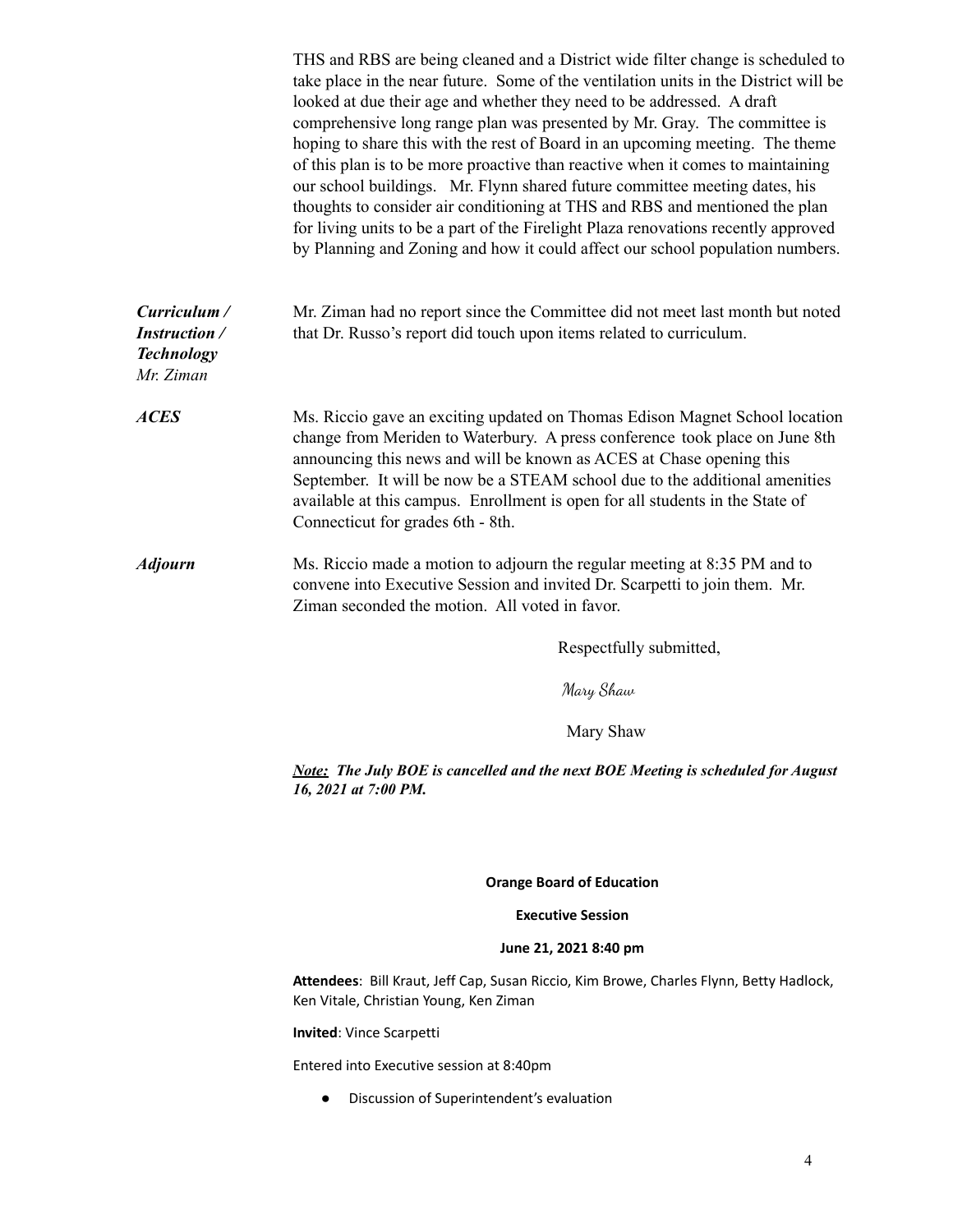THS and RBS are being cleaned and a District wide filter change is scheduled to take place in the near future. Some of the ventilation units in the District will be looked at due their age and whether they need to be addressed. A draft comprehensive long range plan was presented by Mr. Gray. The committee is hoping to share this with the rest of Board in an upcoming meeting. The theme of this plan is to be more proactive than reactive when it comes to maintaining our school buildings. Mr. Flynn shared future committee meeting dates, his thoughts to consider air conditioning at THS and RBS and mentioned the plan for living units to be a part of the Firelight Plaza renovations recently approved by Planning and Zoning and how it could affect our school population numbers.

***Curriculum / Instruction / Technology***
*Mr. Ziman*

Mr. Ziman had no report since the Committee did not meet last month but noted that Dr. Russo's report did touch upon items related to curriculum.

***ACES***

Ms. Riccio gave an exciting updated on Thomas Edison Magnet School location change from Meriden to Waterbury. A press conference took place on June 8th announcing this news and will be known as ACES at Chase opening this September. It will be now be a STEAM school due to the additional amenities available at this campus. Enrollment is open for all students in the State of Connecticut for grades 6th - 8th.

***Adjourn***

Ms. Riccio made a motion to adjourn the regular meeting at 8:35 PM and to convene into Executive Session and invited Dr. Scarpetti to join them. Mr. Ziman seconded the motion. All voted in favor.

Respectfully submitted,

*Mary Shaw*

Mary Shaw

***<u>Note:</u> The July BOE is cancelled and the next BOE Meeting is scheduled for August 16, 2021 at 7:00 PM.***

**Orange Board of Education**

**Executive Session**

**June 21, 2021 8:40 pm**

**Attendees**: Bill Kraut, Jeff Cap, Susan Riccio, Kim Browe, Charles Flynn, Betty Hadlock, Ken Vitale, Christian Young, Ken Ziman

**Invited**: Vince Scarpetti

Entered into Executive session at 8:40pm

- Discussion of Superintendent's evaluation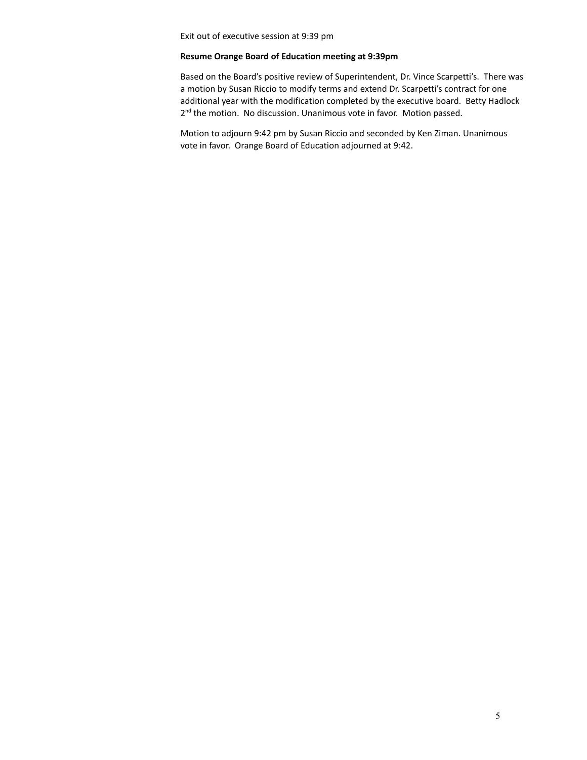Exit out of executive session at 9:39 pm

**Resume Orange Board of Education meeting at 9:39pm**

Based on the Board's positive review of Superintendent, Dr. Vince Scarpetti's. There was a motion by Susan Riccio to modify terms and extend Dr. Scarpetti's contract for one additional year with the modification completed by the executive board. Betty Hadlock 2nd the motion. No discussion. Unanimous vote in favor. Motion passed.

Motion to adjourn 9:42 pm by Susan Riccio and seconded by Ken Ziman. Unanimous vote in favor. Orange Board of Education adjourned at 9:42.